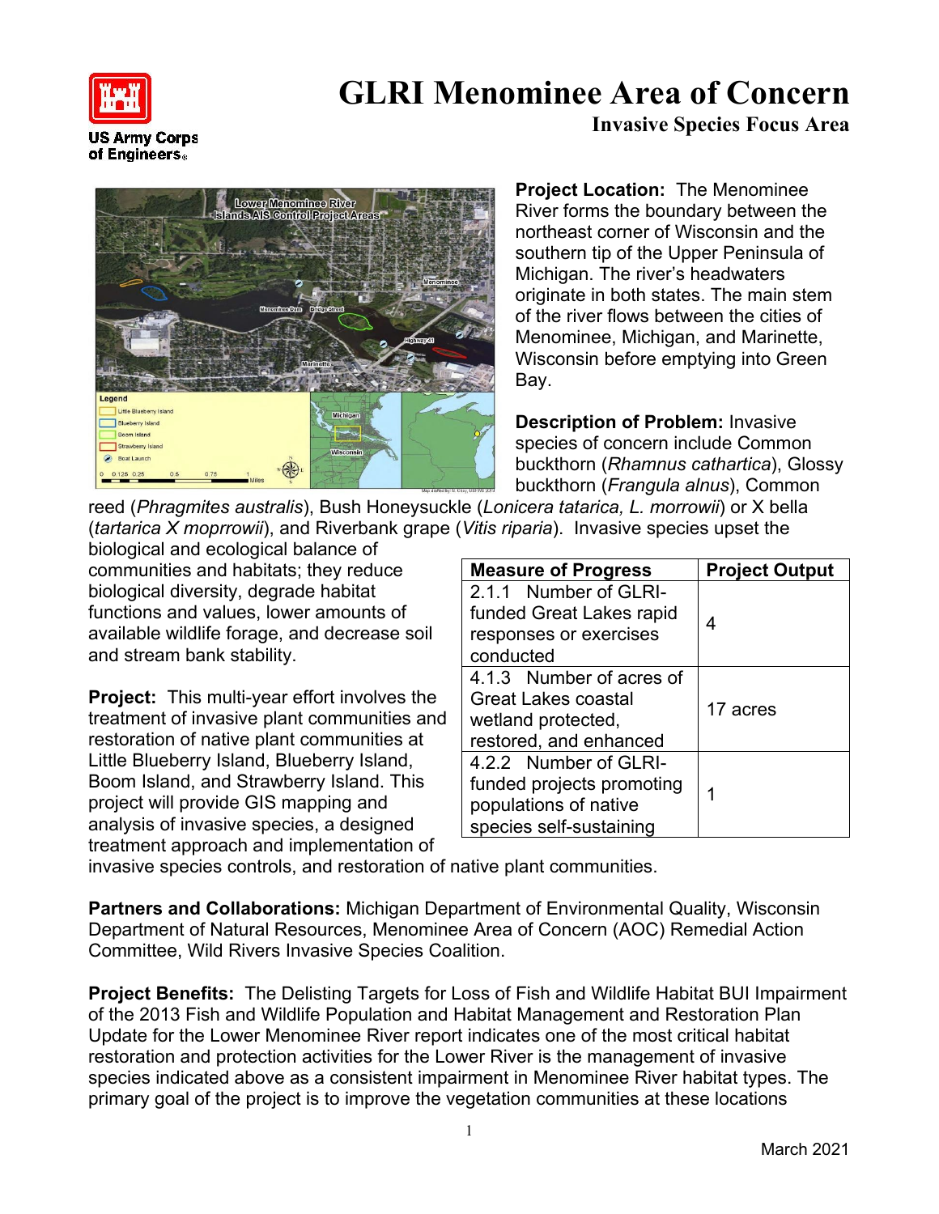# GLRI Menominee Area of Concern

## Invasive Species Focus Area

**Project Location:** The Menominee River forms the boundary between the northeast corner of Wisconsin and the southern tip of the Upper Peninsula of Michigan. The river's headwaters originate in both states. The main stem of the river flows between the cities of Menominee, Michigan, and Marinette, Wisconsin before emptying into Green Bay.

**Description of Problem:** Invasive species of concern include Common buckthorn (*Rhamnus cathartica*), Glossy buckthorn (*Frangula alnus*), Common reed (*Phragmites australis*), Bush Honeysuckle (*Lonicera tatarica, L. morrowii*) or X bella (*tartarica X moprrowii*), and Riverbank grape (*Vitis riparia*). Invasive species upset the biological and ecological balance of communities and habitats; they reduce biological diversity, degrade habitat functions and values, lower amounts of available wildlife forage, and decrease soil and stream bank stability.

| Measure of Progress | Project Output |
|---|---|
| 2.1.1 Number of GLRI-funded Great Lakes rapid responses or exercises conducted | 4 |
| 4.1.3 Number of acres of Great Lakes coastal wetland protected, restored, and enhanced | 17 acres |
| 4.2.2 Number of GLRI-funded projects promoting populations of native species self-sustaining | 1 |

**Project:** This multi-year effort involves the treatment of invasive plant communities and restoration of native plant communities at Little Blueberry Island, Blueberry Island, Boom Island, and Strawberry Island. This project will provide GIS mapping and analysis of invasive species, a designed treatment approach and implementation of invasive species controls, and restoration of native plant communities.

**Partners and Collaborations:** Michigan Department of Environmental Quality, Wisconsin Department of Natural Resources, Menominee Area of Concern (AOC) Remedial Action Committee, Wild Rivers Invasive Species Coalition.

**Project Benefits:** The Delisting Targets for Loss of Fish and Wildlife Habitat BUI Impairment of the 2013 Fish and Wildlife Population and Habitat Management and Restoration Plan Update for the Lower Menominee River report indicates one of the most critical habitat restoration and protection activities for the Lower River is the management of invasive species indicated above as a consistent impairment in Menominee River habitat types. The primary goal of the project is to improve the vegetation communities at these locations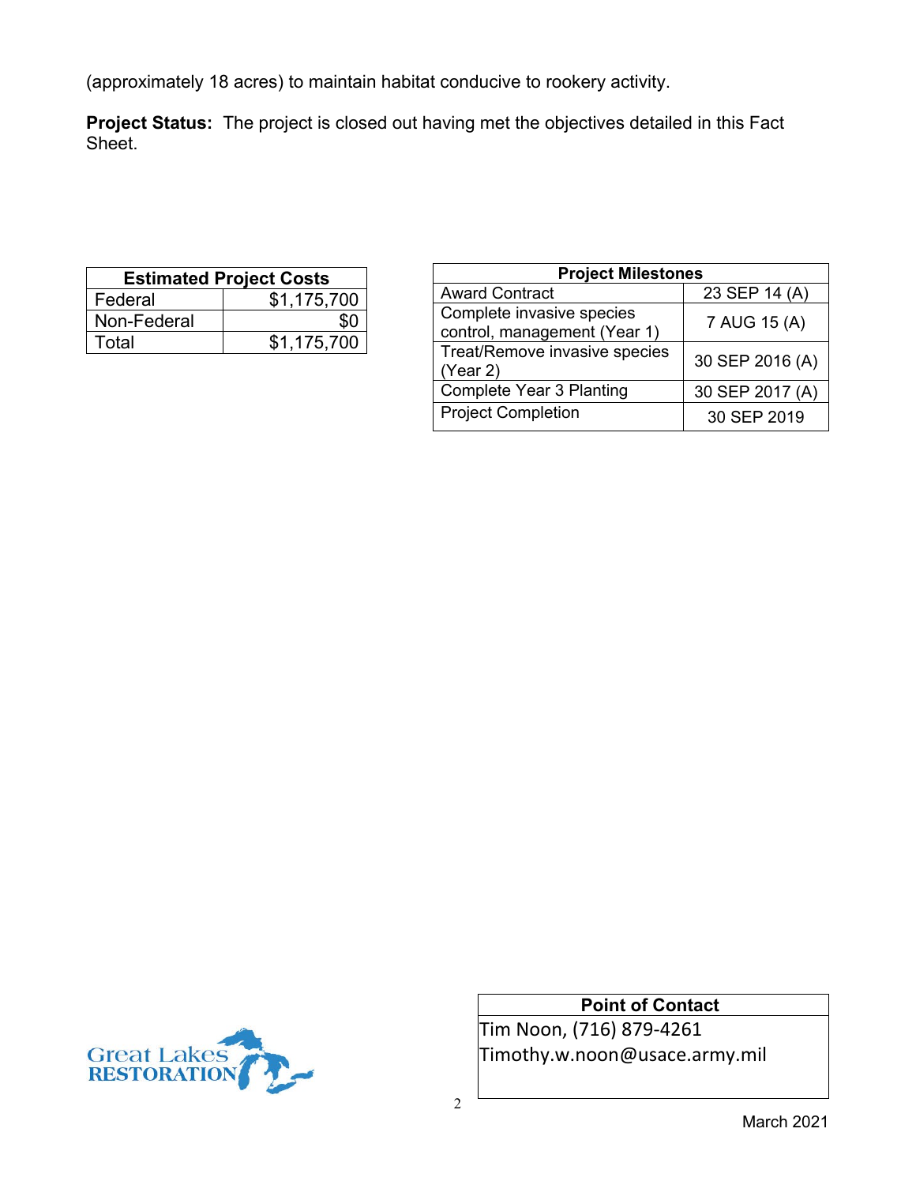(approximately 18 acres) to maintain habitat conducive to rookery activity.

**Project Status:** The project is closed out having met the objectives detailed in this Fact Sheet.

| Estimated Project Costs | |
|---|---|
| Federal | $1,175,700 |
| Non-Federal | $0 |
| Total | $1,175,700 |

| Project Milestones | |
|---|---|
| Award Contract | 23 SEP 14 (A) |
| Complete invasive species control, management (Year 1) | 7 AUG 15 (A) |
| Treat/Remove invasive species (Year 2) | 30 SEP 2016 (A) |
| Complete Year 3 Planting | 30 SEP 2017 (A) |
| Project Completion | 30 SEP 2019 |

Great Lakes RESTORATION

| Point of Contact |
|---|
| Tim Noon, (716) 879-4261<br>Timothy.w.noon@usace.army.mil |

March 2021